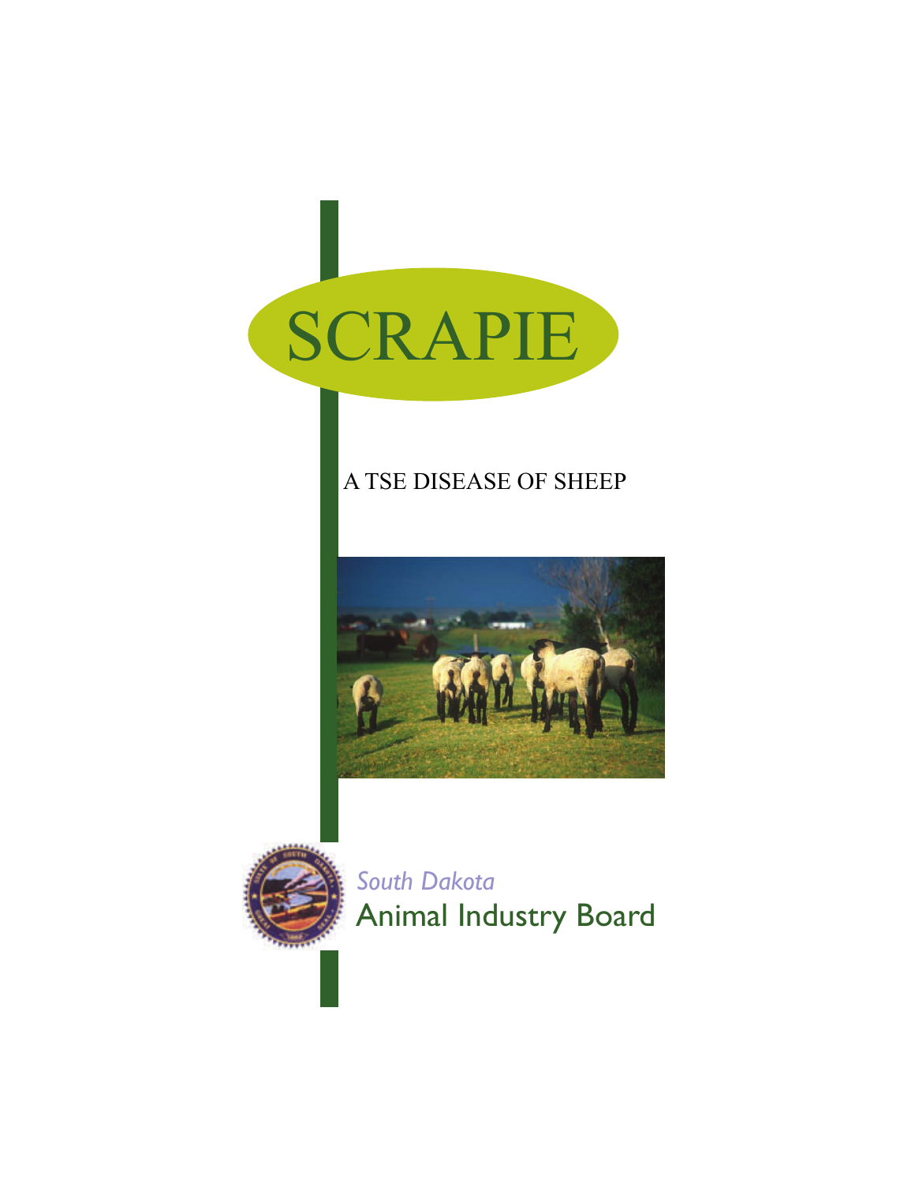# SCRAPIE

A TSE DISEASE OF SHEEP

*South Dakota*

Animal Industry Board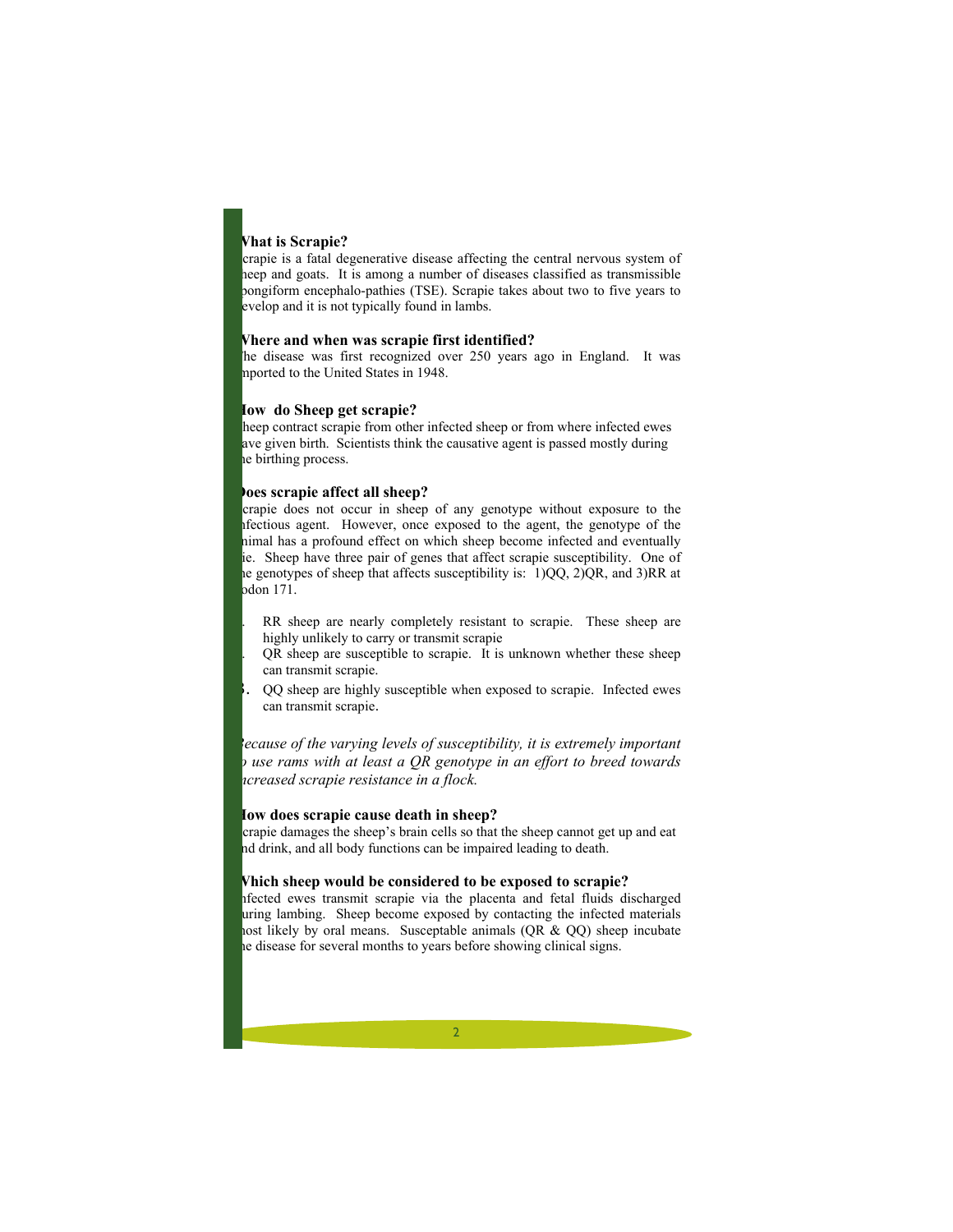### What is Scrapie?

Scrapie is a fatal degenerative disease affecting the central nervous system of sheep and goats. It is among a number of diseases classified as transmissible spongiform encephalo-pathies (TSE). Scrapie takes about two to five years to develop and it is not typically found in lambs.

### Where and when was scrapie first identified?

The disease was first recognized over 250 years ago in England. It was imported to the United States in 1948.

### How do Sheep get scrapie?

Sheep contract scrapie from other infected sheep or from where infected ewes have given birth. Scientists think the causative agent is passed mostly during the birthing process.

### Does scrapie affect all sheep?

Scrapie does not occur in sheep of any genotype without exposure to the infectious agent. However, once exposed to the agent, the genotype of the animal has a profound effect on which sheep become infected and eventually die. Sheep have three pair of genes that affect scrapie susceptibility. One of the genotypes of sheep that affects susceptibility is: 1)QQ, 2)QR, and 3)RR at codon 171.

1. RR sheep are nearly completely resistant to scrapie. These sheep are highly unlikely to carry or transmit scrapie
2. QR sheep are susceptible to scrapie. It is unknown whether these sheep can transmit scrapie.
3. QQ sheep are highly susceptible when exposed to scrapie. Infected ewes can transmit scrapie.

*Because of the varying levels of susceptibility, it is extremely important to use rams with at least a QR genotype in an effort to breed towards increased scrapie resistance in a flock.*

### How does scrapie cause death in sheep?

Scrapie damages the sheep's brain cells so that the sheep cannot get up and eat and drink, and all body functions can be impaired leading to death.

### Which sheep would be considered to be exposed to scrapie?

Infected ewes transmit scrapie via the placenta and fetal fluids discharged during lambing. Sheep become exposed by contacting the infected materials most likely by oral means. Susceptable animals (QR & QQ) sheep incubate the disease for several months to years before showing clinical signs.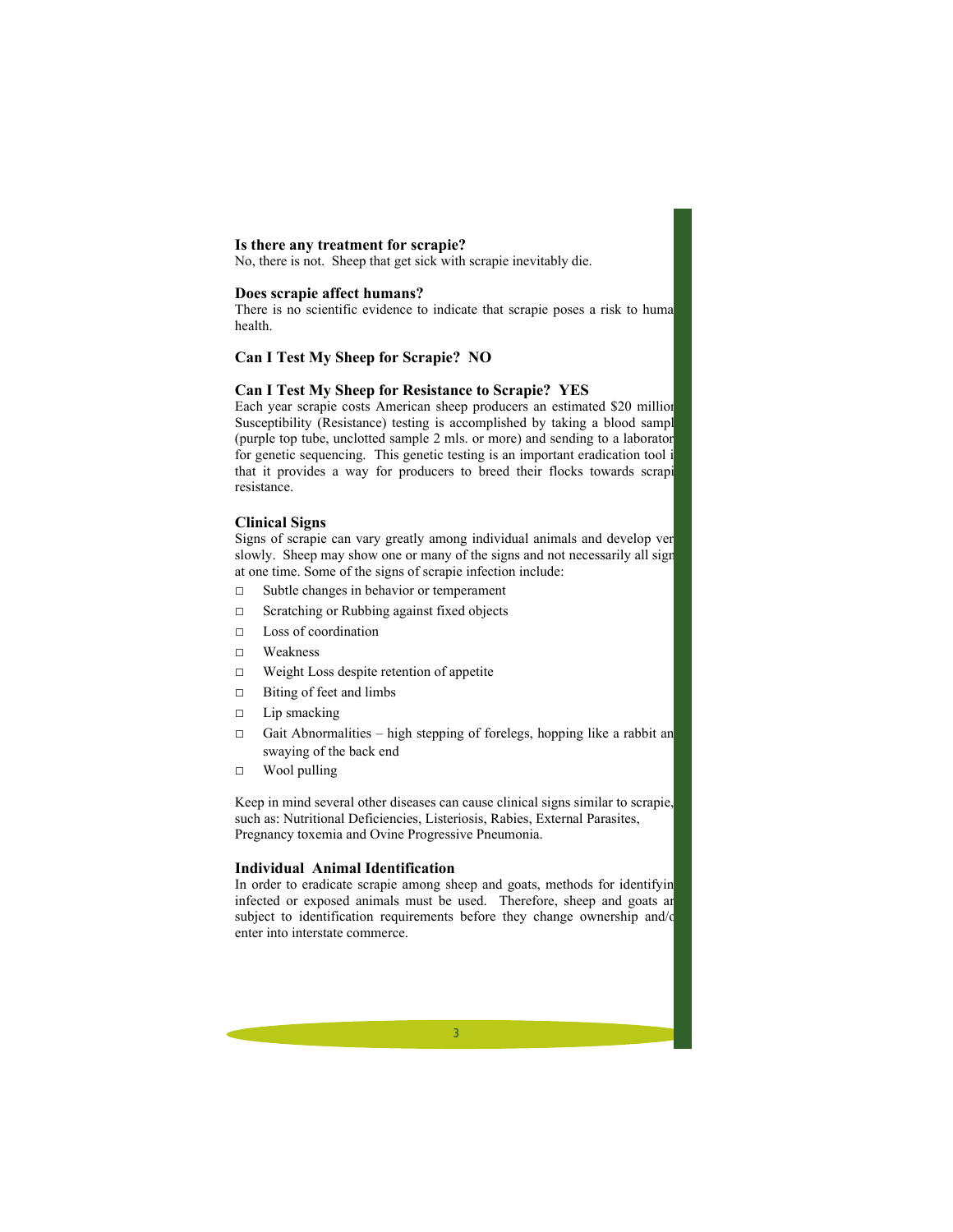### Is there any treatment for scrapie?

No, there is not. Sheep that get sick with scrapie inevitably die.

### Does scrapie affect humans?

There is no scientific evidence to indicate that scrapie poses a risk to huma health.

### Can I Test My Sheep for Scrapie? NO

### Can I Test My Sheep for Resistance to Scrapie? YES

Each year scrapie costs American sheep producers an estimated $20 millio Susceptibility (Resistance) testing is accomplished by taking a blood sampl (purple top tube, unclotted sample 2 mls. or more) and sending to a laborator for genetic sequencing. This genetic testing is an important eradication tool i that it provides a way for producers to breed their flocks towards scrapi resistance.

### Clinical Signs

Signs of scrapie can vary greatly among individual animals and develop ver slowly. Sheep may show one or many of the signs and not necessarily all sign at one time. Some of the signs of scrapie infection include:

- Subtle changes in behavior or temperament
- Scratching or Rubbing against fixed objects
- Loss of coordination
- Weakness
- Weight Loss despite retention of appetite
- Biting of feet and limbs
- Lip smacking
- Gait Abnormalities – high stepping of forelegs, hopping like a rabbit an swaying of the back end
- Wool pulling

Keep in mind several other diseases can cause clinical signs similar to scrapie, such as: Nutritional Deficiencies, Listeriosis, Rabies, External Parasites, Pregnancy toxemia and Ovine Progressive Pneumonia.

### Individual Animal Identification

In order to eradicate scrapie among sheep and goats, methods for identifyin infected or exposed animals must be used. Therefore, sheep and goats ar subject to identification requirements before they change ownership and/o enter into interstate commerce.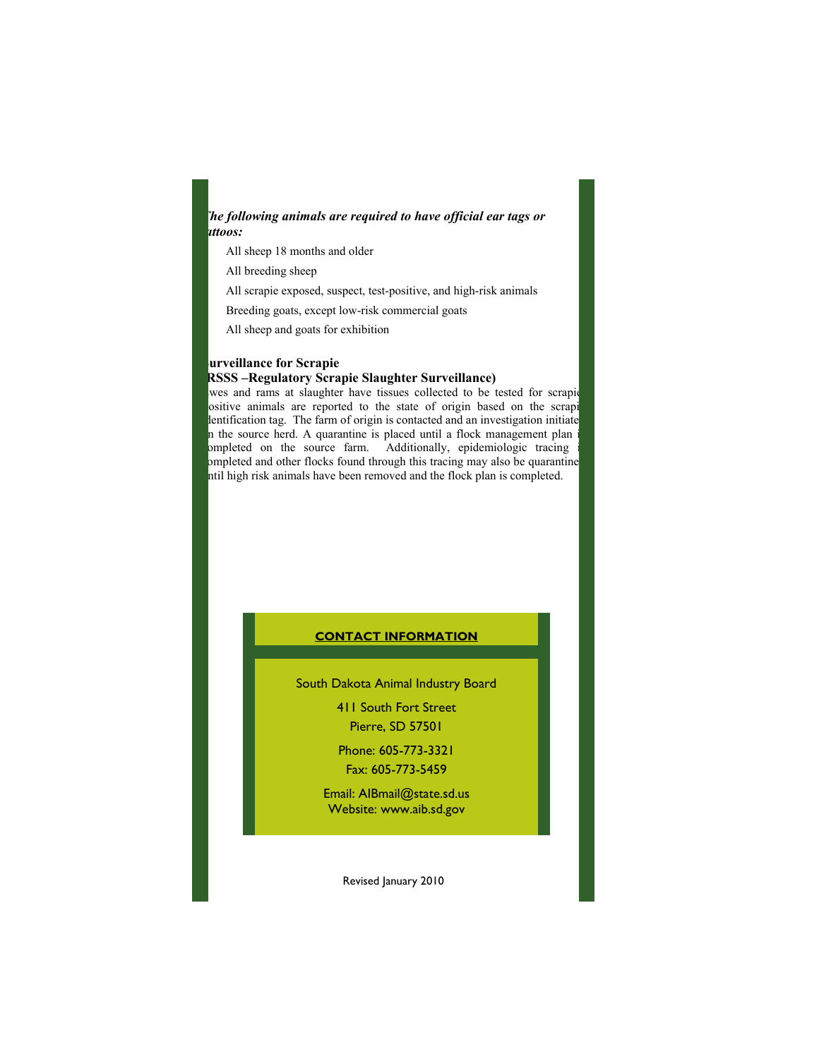***The following animals are required to have official ear tags or tattoos:***

- All sheep 18 months and older
- All breeding sheep
- All scrapie exposed, suspect, test-positive, and high-risk animals
- Breeding goats, except low-risk commercial goats
- All sheep and goats for exhibition

**Surveillance for Scrapie**

**(RSSS –Regulatory Scrapie Slaughter Surveillance)**

Ewes and rams at slaughter have tissues collected to be tested for scrapie. Positive animals are reported to the state of origin based on the scrapie identification tag. The farm of origin is contacted and an investigation initiated on the source herd. A quarantine is placed until a flock management plan is completed on the source farm. Additionally, epidemiologic tracing is completed and other flocks found through this tracing may also be quarantined until high risk animals have been removed and the flock plan is completed.

**CONTACT INFORMATION**

South Dakota Animal Industry Board

411 South Fort Street

Pierre, SD 57501

Phone: 605-773-3321

Fax: 605-773-5459

Email: AIBmail@state.sd.us

Website: www.aib.sd.gov

Revised January 2010